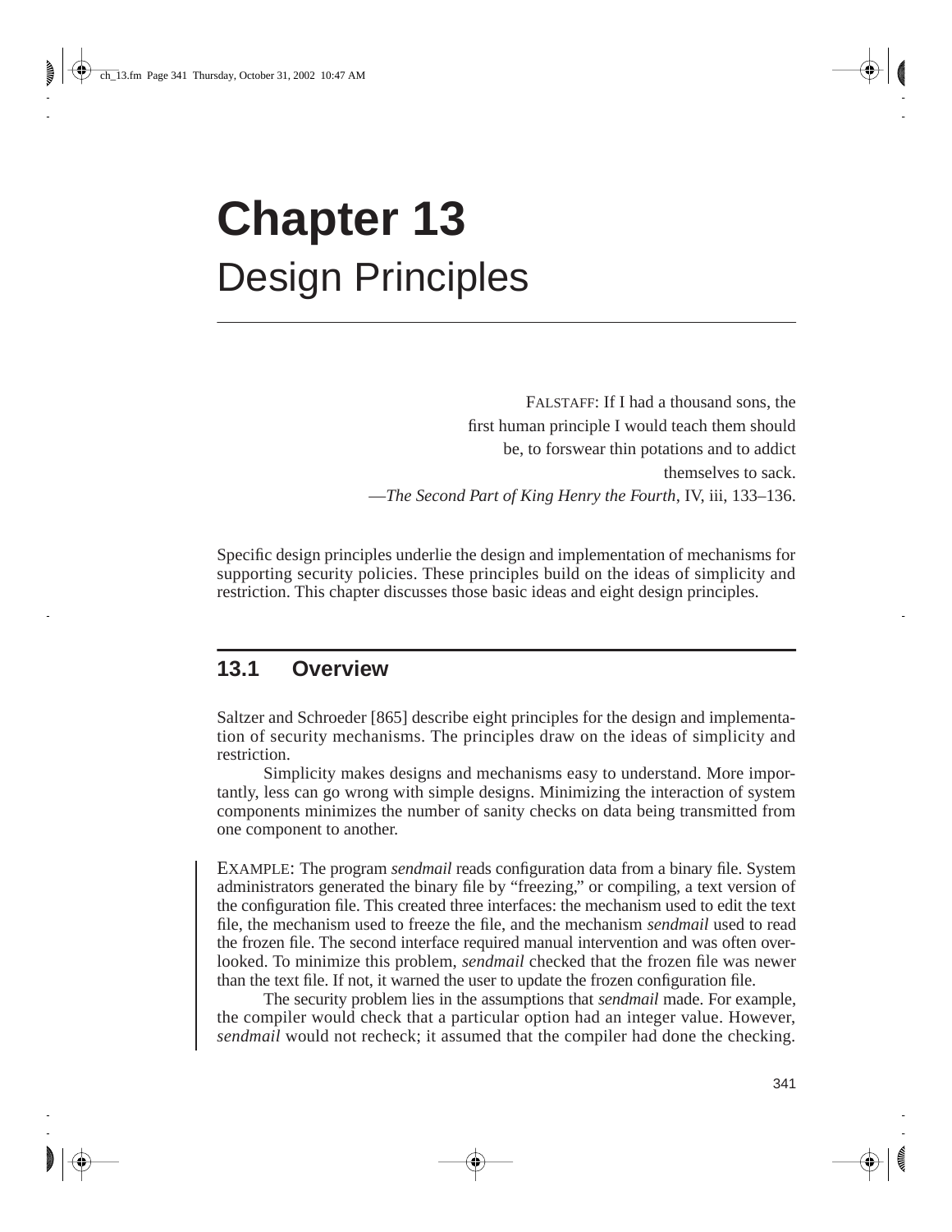# Chapter 13
## Design Principles

> FALSTAFF: If I had a thousand sons, the
> first human principle I would teach them should
> be, to forswear thin potations and to addict
> themselves to sack.
> —*The Second Part of King Henry the Fourth*, IV, iii, 133–136.

Specific design principles underlie the design and implementation of mechanisms for supporting security policies. These principles build on the ideas of simplicity and restriction. This chapter discusses those basic ideas and eight design principles.

## 13.1 Overview

Saltzer and Schroeder [865] describe eight principles for the design and implementation of security mechanisms. The principles draw on the ideas of simplicity and restriction.

Simplicity makes designs and mechanisms easy to understand. More importantly, less can go wrong with simple designs. Minimizing the interaction of system components minimizes the number of sanity checks on data being transmitted from one component to another.

EXAMPLE: The program *sendmail* reads configuration data from a binary file. System administrators generated the binary file by "freezing," or compiling, a text version of the configuration file. This created three interfaces: the mechanism used to edit the text file, the mechanism used to freeze the file, and the mechanism *sendmail* used to read the frozen file. The second interface required manual intervention and was often overlooked. To minimize this problem, *sendmail* checked that the frozen file was newer than the text file. If not, it warned the user to update the frozen configuration file.

The security problem lies in the assumptions that *sendmail* made. For example, the compiler would check that a particular option had an integer value. However, *sendmail* would not recheck; it assumed that the compiler had done the checking.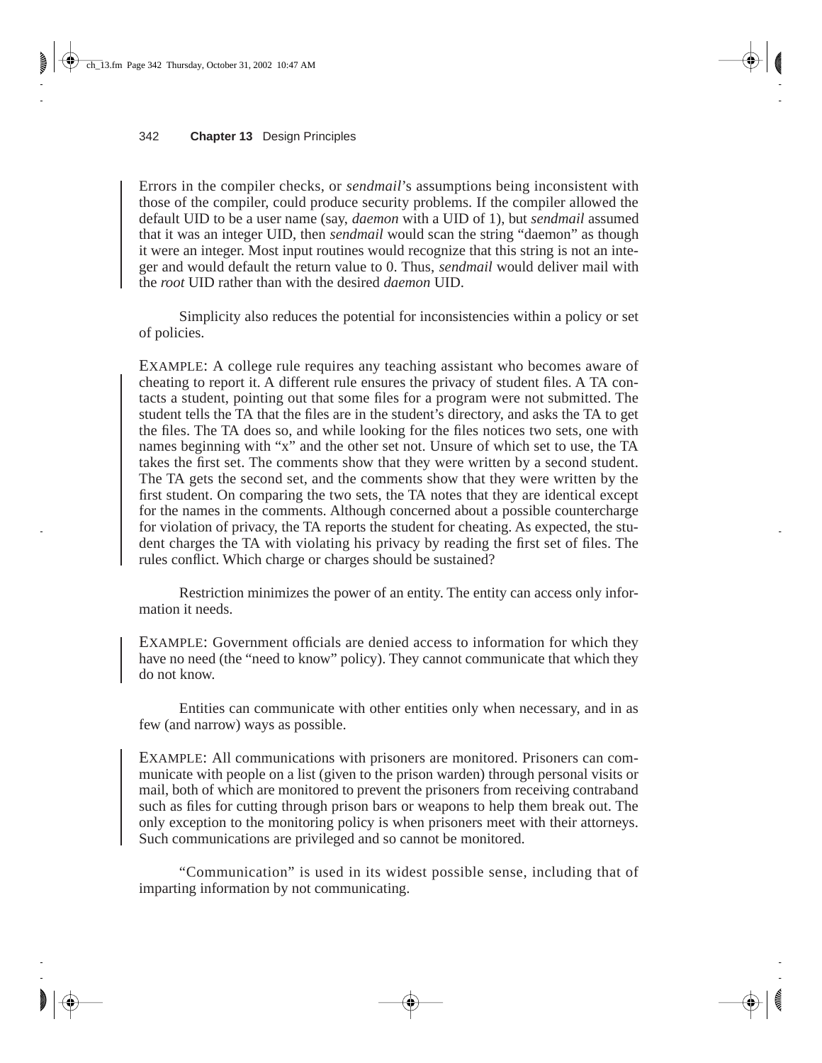Errors in the compiler checks, or *sendmail*'s assumptions being inconsistent with those of the compiler, could produce security problems. If the compiler allowed the default UID to be a user name (say, *daemon* with a UID of 1), but *sendmail* assumed that it was an integer UID, then *sendmail* would scan the string "daemon" as though it were an integer. Most input routines would recognize that this string is not an integer and would default the return value to 0. Thus, *sendmail* would deliver mail with the *root* UID rather than with the desired *daemon* UID.

Simplicity also reduces the potential for inconsistencies within a policy or set of policies.

EXAMPLE: A college rule requires any teaching assistant who becomes aware of cheating to report it. A different rule ensures the privacy of student files. A TA contacts a student, pointing out that some files for a program were not submitted. The student tells the TA that the files are in the student's directory, and asks the TA to get the files. The TA does so, and while looking for the files notices two sets, one with names beginning with "x" and the other set not. Unsure of which set to use, the TA takes the first set. The comments show that they were written by a second student. The TA gets the second set, and the comments show that they were written by the first student. On comparing the two sets, the TA notes that they are identical except for the names in the comments. Although concerned about a possible countercharge for violation of privacy, the TA reports the student for cheating. As expected, the student charges the TA with violating his privacy by reading the first set of files. The rules conflict. Which charge or charges should be sustained?

Restriction minimizes the power of an entity. The entity can access only information it needs.

EXAMPLE: Government officials are denied access to information for which they have no need (the "need to know" policy). They cannot communicate that which they do not know.

Entities can communicate with other entities only when necessary, and in as few (and narrow) ways as possible.

EXAMPLE: All communications with prisoners are monitored. Prisoners can communicate with people on a list (given to the prison warden) through personal visits or mail, both of which are monitored to prevent the prisoners from receiving contraband such as files for cutting through prison bars or weapons to help them break out. The only exception to the monitoring policy is when prisoners meet with their attorneys. Such communications are privileged and so cannot be monitored.

"Communication" is used in its widest possible sense, including that of imparting information by not communicating.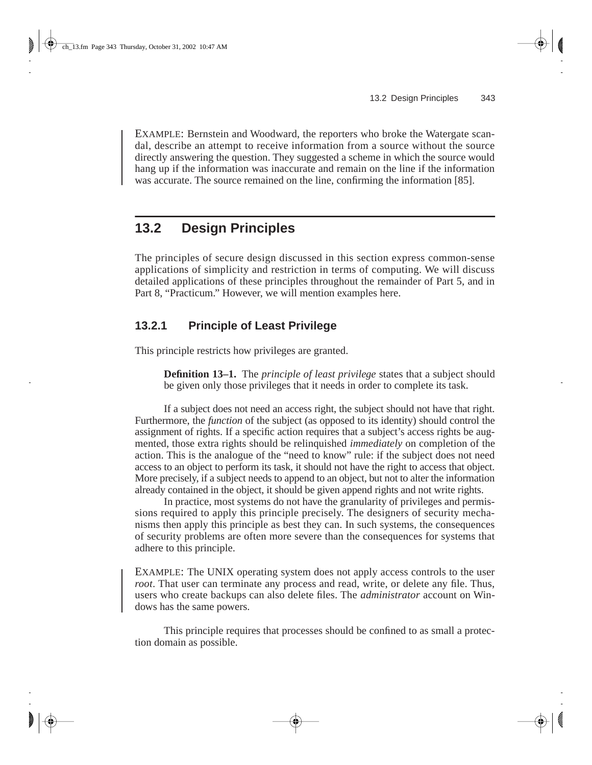EXAMPLE: Bernstein and Woodward, the reporters who broke the Watergate scandal, describe an attempt to receive information from a source without the source directly answering the question. They suggested a scheme in which the source would hang up if the information was inaccurate and remain on the line if the information was accurate. The source remained on the line, confirming the information [85].

## 13.2 Design Principles

The principles of secure design discussed in this section express common-sense applications of simplicity and restriction in terms of computing. We will discuss detailed applications of these principles throughout the remainder of Part 5, and in Part 8, "Practicum." However, we will mention examples here.

### 13.2.1 Principle of Least Privilege

This principle restricts how privileges are granted.

> **Definition 13–1.** The *principle of least privilege* states that a subject should be given only those privileges that it needs in order to complete its task.

If a subject does not need an access right, the subject should not have that right. Furthermore, the *function* of the subject (as opposed to its identity) should control the assignment of rights. If a specific action requires that a subject's access rights be augmented, those extra rights should be relinquished *immediately* on completion of the action. This is the analogue of the "need to know" rule: if the subject does not need access to an object to perform its task, it should not have the right to access that object. More precisely, if a subject needs to append to an object, but not to alter the information already contained in the object, it should be given append rights and not write rights.

In practice, most systems do not have the granularity of privileges and permissions required to apply this principle precisely. The designers of security mechanisms then apply this principle as best they can. In such systems, the consequences of security problems are often more severe than the consequences for systems that adhere to this principle.

EXAMPLE: The UNIX operating system does not apply access controls to the user *root*. That user can terminate any process and read, write, or delete any file. Thus, users who create backups can also delete files. The *administrator* account on Windows has the same powers.

This principle requires that processes should be confined to as small a protection domain as possible.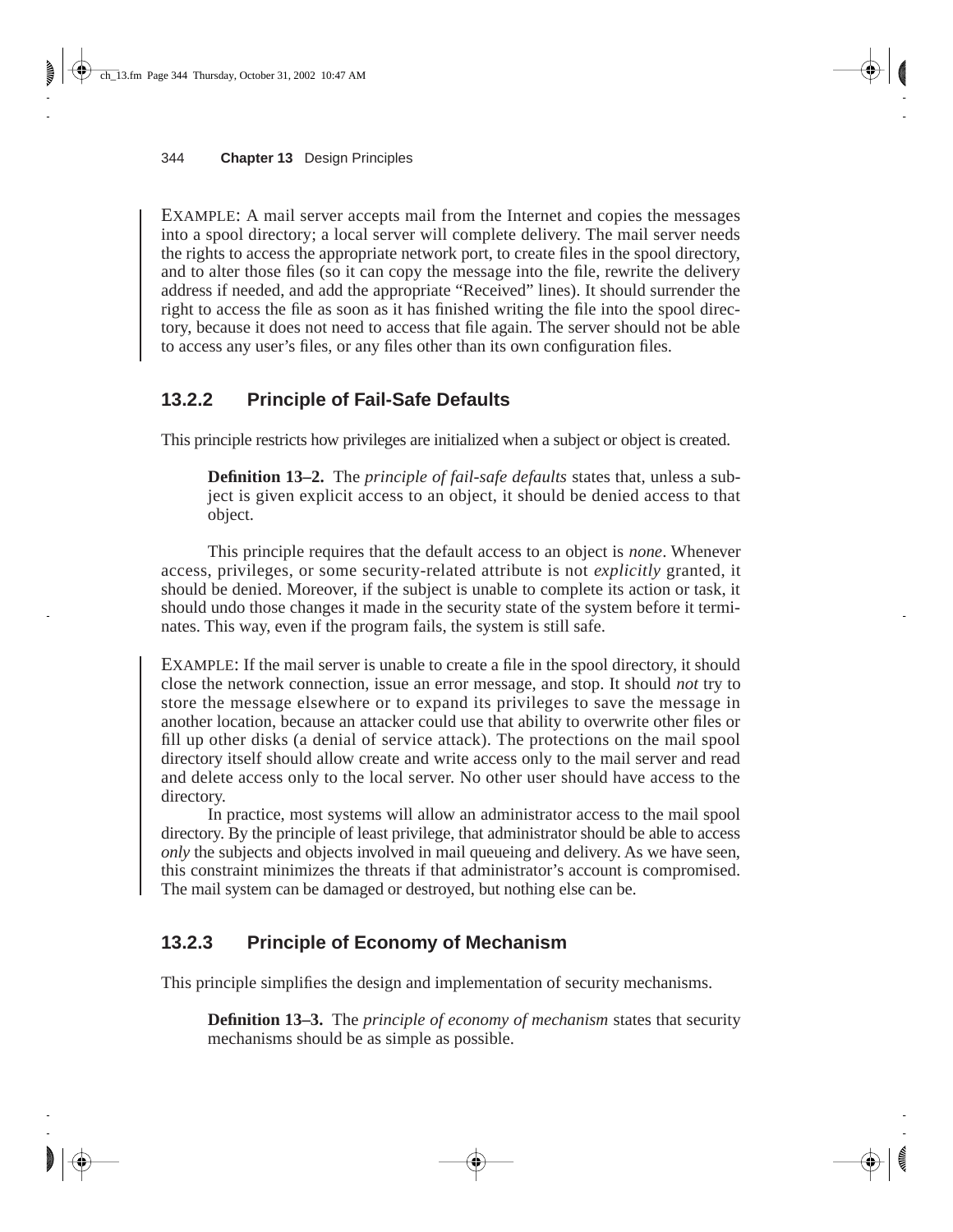EXAMPLE: A mail server accepts mail from the Internet and copies the messages into a spool directory; a local server will complete delivery. The mail server needs the rights to access the appropriate network port, to create files in the spool directory, and to alter those files (so it can copy the message into the file, rewrite the delivery address if needed, and add the appropriate "Received" lines). It should surrender the right to access the file as soon as it has finished writing the file into the spool directory, because it does not need to access that file again. The server should not be able to access any user's files, or any files other than its own configuration files.

### 13.2.2 Principle of Fail-Safe Defaults

This principle restricts how privileges are initialized when a subject or object is created.

> **Definition 13–2.** The *principle of fail-safe defaults* states that, unless a subject is given explicit access to an object, it should be denied access to that object.

This principle requires that the default access to an object is *none*. Whenever access, privileges, or some security-related attribute is not *explicitly* granted, it should be denied. Moreover, if the subject is unable to complete its action or task, it should undo those changes it made in the security state of the system before it terminates. This way, even if the program fails, the system is still safe.

EXAMPLE: If the mail server is unable to create a file in the spool directory, it should close the network connection, issue an error message, and stop. It should *not* try to store the message elsewhere or to expand its privileges to save the message in another location, because an attacker could use that ability to overwrite other files or fill up other disks (a denial of service attack). The protections on the mail spool directory itself should allow create and write access only to the mail server and read and delete access only to the local server. No other user should have access to the directory.

In practice, most systems will allow an administrator access to the mail spool directory. By the principle of least privilege, that administrator should be able to access *only* the subjects and objects involved in mail queueing and delivery. As we have seen, this constraint minimizes the threats if that administrator's account is compromised. The mail system can be damaged or destroyed, but nothing else can be.

### 13.2.3 Principle of Economy of Mechanism

This principle simplifies the design and implementation of security mechanisms.

> **Definition 13–3.** The *principle of economy of mechanism* states that security mechanisms should be as simple as possible.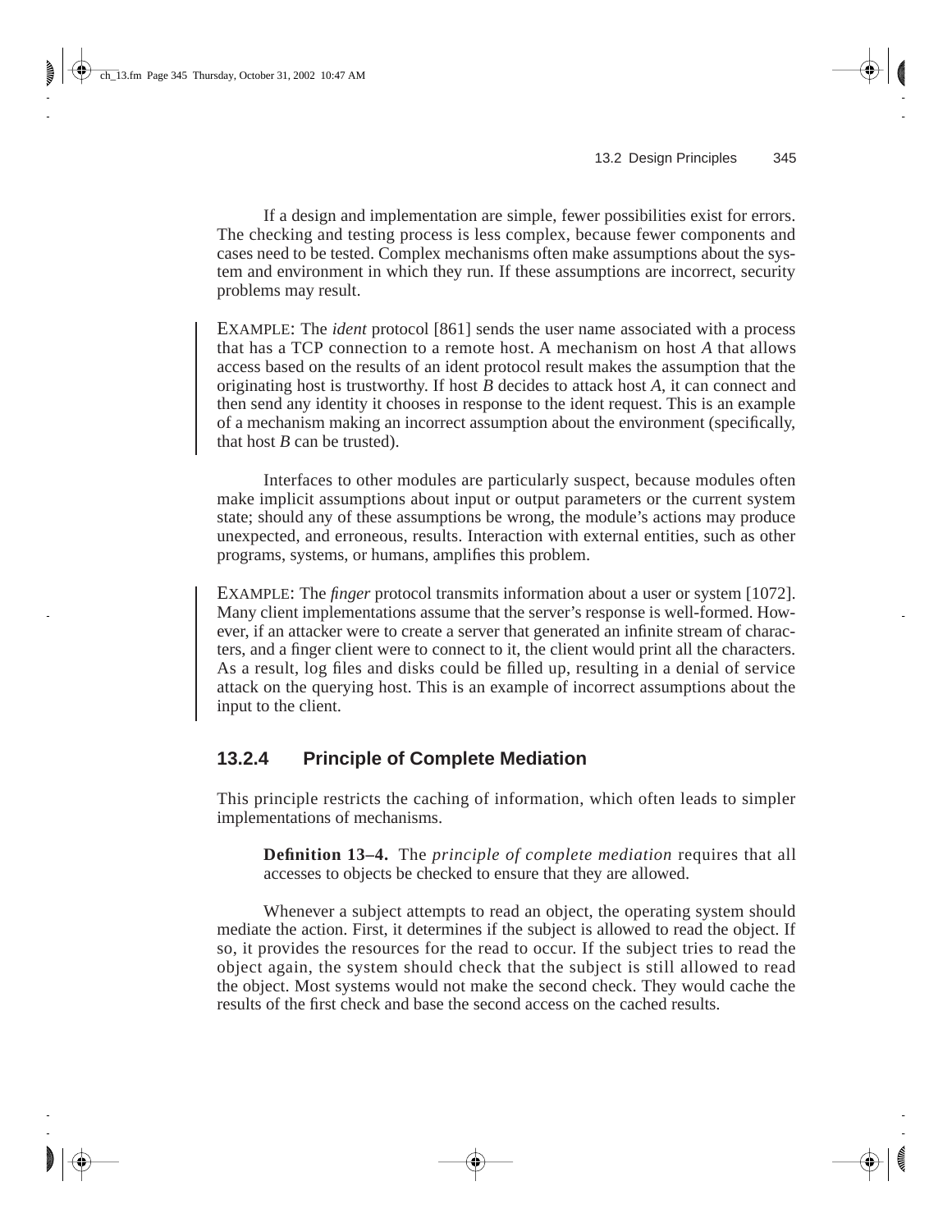If a design and implementation are simple, fewer possibilities exist for errors. The checking and testing process is less complex, because fewer components and cases need to be tested. Complex mechanisms often make assumptions about the system and environment in which they run. If these assumptions are incorrect, security problems may result.

EXAMPLE: The *ident* protocol [861] sends the user name associated with a process that has a TCP connection to a remote host. A mechanism on host *A* that allows access based on the results of an ident protocol result makes the assumption that the originating host is trustworthy. If host *B* decides to attack host *A*, it can connect and then send any identity it chooses in response to the ident request. This is an example of a mechanism making an incorrect assumption about the environment (specifically, that host *B* can be trusted).

Interfaces to other modules are particularly suspect, because modules often make implicit assumptions about input or output parameters or the current system state; should any of these assumptions be wrong, the module's actions may produce unexpected, and erroneous, results. Interaction with external entities, such as other programs, systems, or humans, amplifies this problem.

EXAMPLE: The *finger* protocol transmits information about a user or system [1072]. Many client implementations assume that the server's response is well-formed. However, if an attacker were to create a server that generated an infinite stream of characters, and a finger client were to connect to it, the client would print all the characters. As a result, log files and disks could be filled up, resulting in a denial of service attack on the querying host. This is an example of incorrect assumptions about the input to the client.

### 13.2.4 Principle of Complete Mediation

This principle restricts the caching of information, which often leads to simpler implementations of mechanisms.

> **Definition 13–4.** The *principle of complete mediation* requires that all accesses to objects be checked to ensure that they are allowed.

Whenever a subject attempts to read an object, the operating system should mediate the action. First, it determines if the subject is allowed to read the object. If so, it provides the resources for the read to occur. If the subject tries to read the object again, the system should check that the subject is still allowed to read the object. Most systems would not make the second check. They would cache the results of the first check and base the second access on the cached results.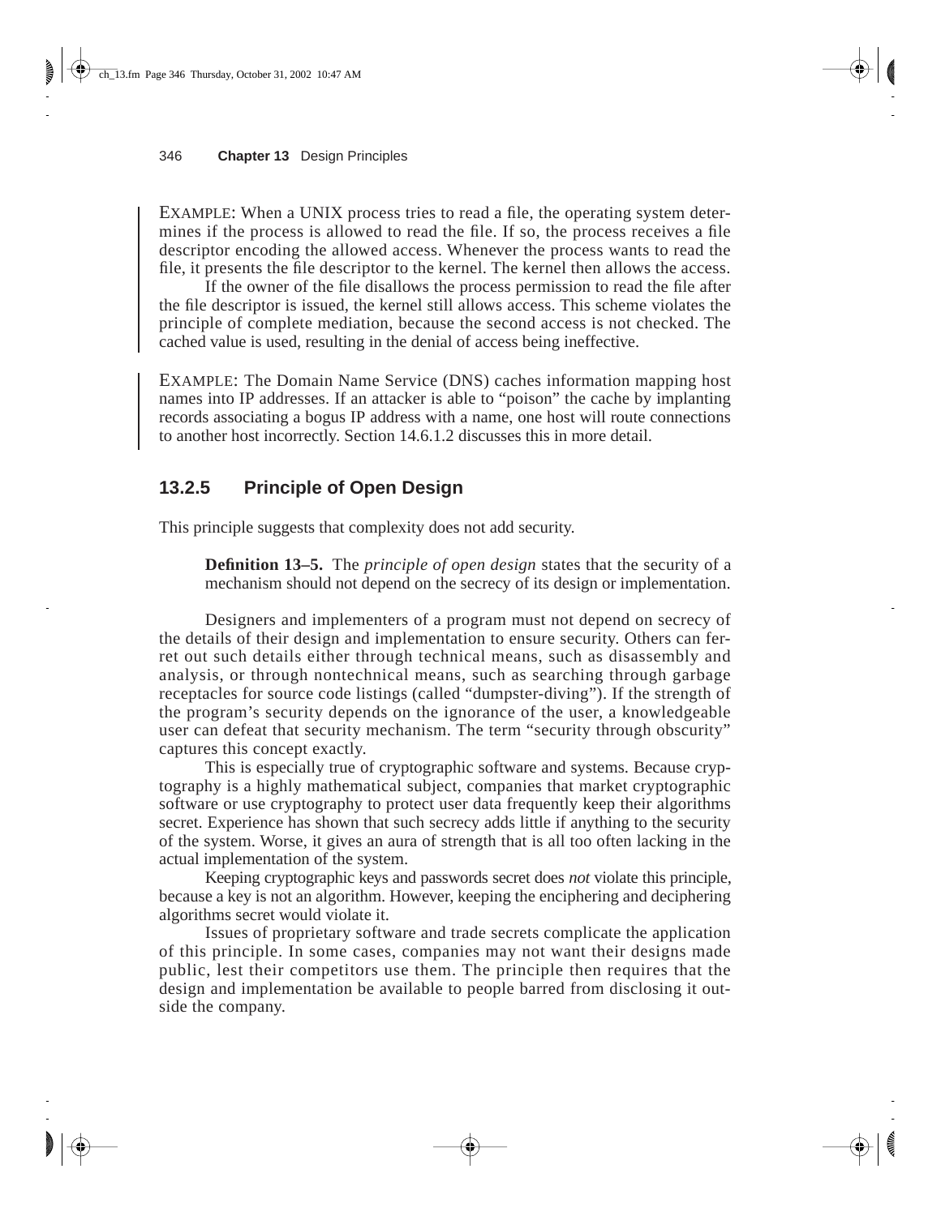EXAMPLE: When a UNIX process tries to read a file, the operating system determines if the process is allowed to read the file. If so, the process receives a file descriptor encoding the allowed access. Whenever the process wants to read the file, it presents the file descriptor to the kernel. The kernel then allows the access.

If the owner of the file disallows the process permission to read the file after the file descriptor is issued, the kernel still allows access. This scheme violates the principle of complete mediation, because the second access is not checked. The cached value is used, resulting in the denial of access being ineffective.

EXAMPLE: The Domain Name Service (DNS) caches information mapping host names into IP addresses. If an attacker is able to "poison" the cache by implanting records associating a bogus IP address with a name, one host will route connections to another host incorrectly. Section 14.6.1.2 discusses this in more detail.

### 13.2.5 Principle of Open Design

This principle suggests that complexity does not add security.

> **Definition 13–5.** The *principle of open design* states that the security of a mechanism should not depend on the secrecy of its design or implementation.

Designers and implementers of a program must not depend on secrecy of the details of their design and implementation to ensure security. Others can ferret out such details either through technical means, such as disassembly and analysis, or through nontechnical means, such as searching through garbage receptacles for source code listings (called "dumpster-diving"). If the strength of the program's security depends on the ignorance of the user, a knowledgeable user can defeat that security mechanism. The term "security through obscurity" captures this concept exactly.

This is especially true of cryptographic software and systems. Because cryptography is a highly mathematical subject, companies that market cryptographic software or use cryptography to protect user data frequently keep their algorithms secret. Experience has shown that such secrecy adds little if anything to the security of the system. Worse, it gives an aura of strength that is all too often lacking in the actual implementation of the system.

Keeping cryptographic keys and passwords secret does *not* violate this principle, because a key is not an algorithm. However, keeping the enciphering and deciphering algorithms secret would violate it.

Issues of proprietary software and trade secrets complicate the application of this principle. In some cases, companies may not want their designs made public, lest their competitors use them. The principle then requires that the design and implementation be available to people barred from disclosing it outside the company.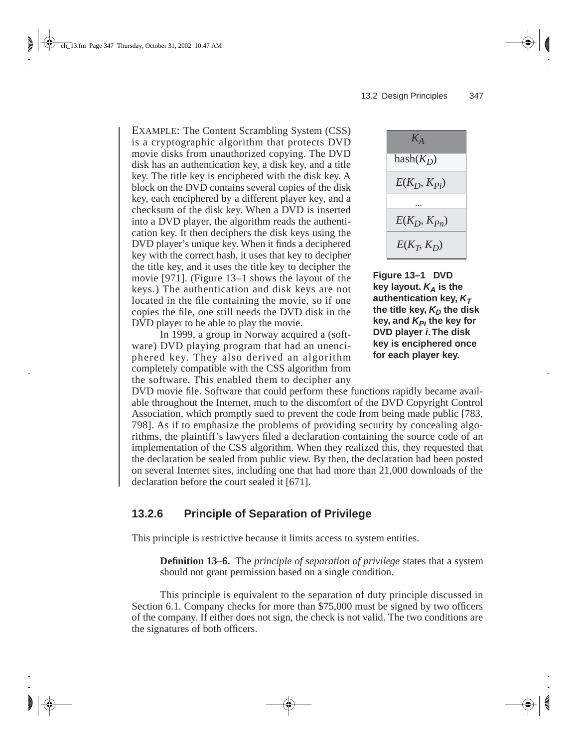EXAMPLE: The Content Scrambling System (CSS) is a cryptographic algorithm that protects DVD movie disks from unauthorized copying. The DVD disk has an authentication key, a disk key, and a title key. The title key is enciphered with the disk key. A block on the DVD contains several copies of the disk key, each enciphered by a different player key, and a checksum of the disk key. When a DVD is inserted into a DVD player, the algorithm reads the authentication key. It then deciphers the disk keys using the DVD player's unique key. When it finds a deciphered key with the correct hash, it uses that key to decipher the title key, and it uses the title key to decipher the movie [971]. (Figure 13–1 shows the layout of the keys.) The authentication and disk keys are not located in the file containing the movie, so if one copies the file, one still needs the DVD disk in the DVD player to be able to play the movie.

| $K_A$ |
|---|
| hash($K_D$) |
| $E(K_D, K_{Pi})$ |
| ... |
| $E(K_D, K_{Pn})$ |
| $E(K_T, K_D)$ |

**Figure 13–1 DVD key layout. $K_A$ is the authentication key, $K_T$ the title key, $K_D$ the disk key, and $K_{Pi}$ the key for DVD player *i*. The disk key is enciphered once for each player key.**

In 1999, a group in Norway acquired a (software) DVD playing program that had an unenciphered key. They also derived an algorithm completely compatible with the CSS algorithm from the software. This enabled them to decipher any DVD movie file. Software that could perform these functions rapidly became available throughout the Internet, much to the discomfort of the DVD Copyright Control Association, which promptly sued to prevent the code from being made public [783, 798]. As if to emphasize the problems of providing security by concealing algorithms, the plaintiff's lawyers filed a declaration containing the source code of an implementation of the CSS algorithm. When they realized this, they requested that the declaration be sealed from public view. By then, the declaration had been posted on several Internet sites, including one that had more than 21,000 downloads of the declaration before the court sealed it [671].

### 13.2.6 Principle of Separation of Privilege

This principle is restrictive because it limits access to system entities.

> **Definition 13–6.** The *principle of separation of privilege* states that a system should not grant permission based on a single condition.

This principle is equivalent to the separation of duty principle discussed in Section 6.1. Company checks for more than $75,000 must be signed by two officers of the company. If either does not sign, the check is not valid. The two conditions are the signatures of both officers.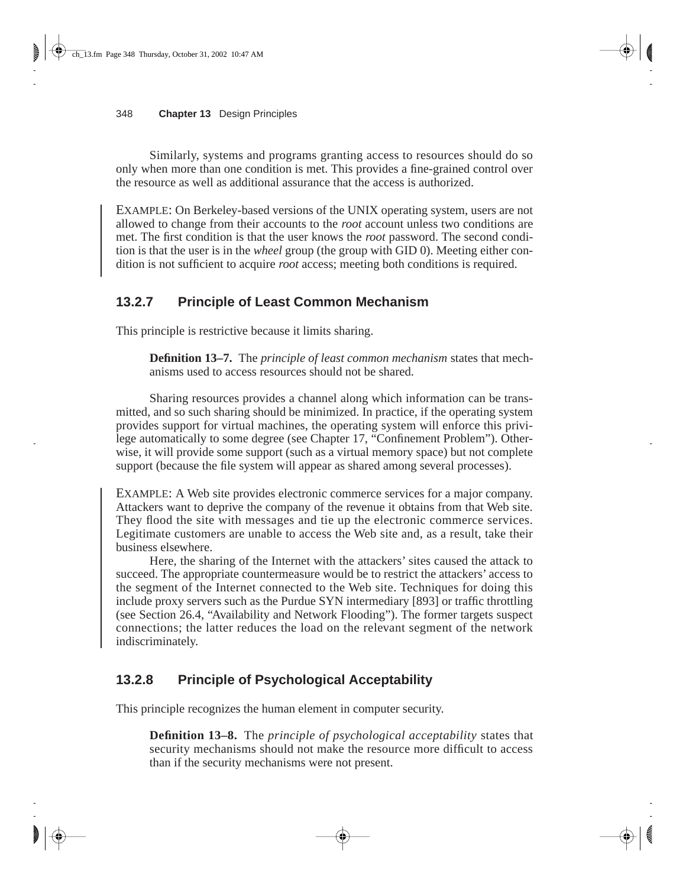Similarly, systems and programs granting access to resources should do so only when more than one condition is met. This provides a fine-grained control over the resource as well as additional assurance that the access is authorized.

EXAMPLE: On Berkeley-based versions of the UNIX operating system, users are not allowed to change from their accounts to the *root* account unless two conditions are met. The first condition is that the user knows the *root* password. The second condition is that the user is in the *wheel* group (the group with GID 0). Meeting either condition is not sufficient to acquire *root* access; meeting both conditions is required.

### 13.2.7 Principle of Least Common Mechanism

This principle is restrictive because it limits sharing.

> **Definition 13–7.** The *principle of least common mechanism* states that mechanisms used to access resources should not be shared.

Sharing resources provides a channel along which information can be transmitted, and so such sharing should be minimized. In practice, if the operating system provides support for virtual machines, the operating system will enforce this privilege automatically to some degree (see Chapter 17, "Confinement Problem"). Otherwise, it will provide some support (such as a virtual memory space) but not complete support (because the file system will appear as shared among several processes).

EXAMPLE: A Web site provides electronic commerce services for a major company. Attackers want to deprive the company of the revenue it obtains from that Web site. They flood the site with messages and tie up the electronic commerce services. Legitimate customers are unable to access the Web site and, as a result, take their business elsewhere.

Here, the sharing of the Internet with the attackers' sites caused the attack to succeed. The appropriate countermeasure would be to restrict the attackers' access to the segment of the Internet connected to the Web site. Techniques for doing this include proxy servers such as the Purdue SYN intermediary [893] or traffic throttling (see Section 26.4, "Availability and Network Flooding"). The former targets suspect connections; the latter reduces the load on the relevant segment of the network indiscriminately.

### 13.2.8 Principle of Psychological Acceptability

This principle recognizes the human element in computer security.

> **Definition 13–8.** The *principle of psychological acceptability* states that security mechanisms should not make the resource more difficult to access than if the security mechanisms were not present.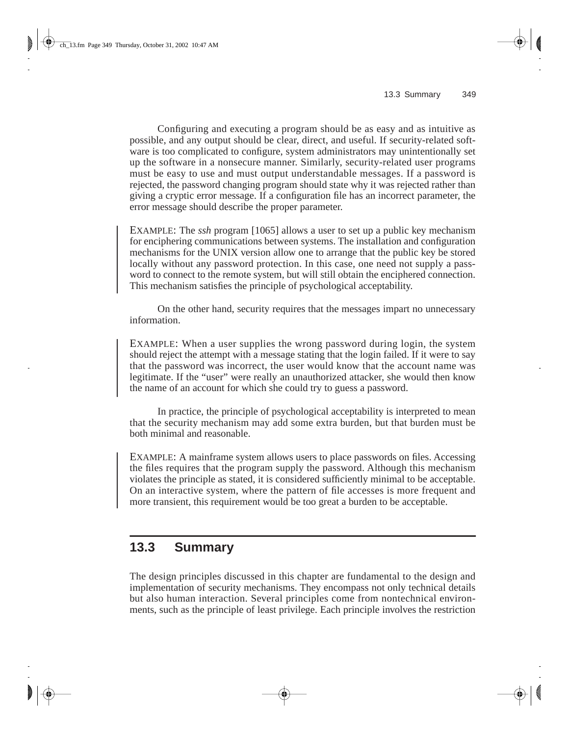Configuring and executing a program should be as easy and as intuitive as possible, and any output should be clear, direct, and useful. If security-related software is too complicated to configure, system administrators may unintentionally set up the software in a nonsecure manner. Similarly, security-related user programs must be easy to use and must output understandable messages. If a password is rejected, the password changing program should state why it was rejected rather than giving a cryptic error message. If a configuration file has an incorrect parameter, the error message should describe the proper parameter.

EXAMPLE: The *ssh* program [1065] allows a user to set up a public key mechanism for enciphering communications between systems. The installation and configuration mechanisms for the UNIX version allow one to arrange that the public key be stored locally without any password protection. In this case, one need not supply a password to connect to the remote system, but will still obtain the enciphered connection. This mechanism satisfies the principle of psychological acceptability.

On the other hand, security requires that the messages impart no unnecessary information.

EXAMPLE: When a user supplies the wrong password during login, the system should reject the attempt with a message stating that the login failed. If it were to say that the password was incorrect, the user would know that the account name was legitimate. If the "user" were really an unauthorized attacker, she would then know the name of an account for which she could try to guess a password.

In practice, the principle of psychological acceptability is interpreted to mean that the security mechanism may add some extra burden, but that burden must be both minimal and reasonable.

EXAMPLE: A mainframe system allows users to place passwords on files. Accessing the files requires that the program supply the password. Although this mechanism violates the principle as stated, it is considered sufficiently minimal to be acceptable. On an interactive system, where the pattern of file accesses is more frequent and more transient, this requirement would be too great a burden to be acceptable.

## 13.3 Summary

The design principles discussed in this chapter are fundamental to the design and implementation of security mechanisms. They encompass not only technical details but also human interaction. Several principles come from nontechnical environments, such as the principle of least privilege. Each principle involves the restriction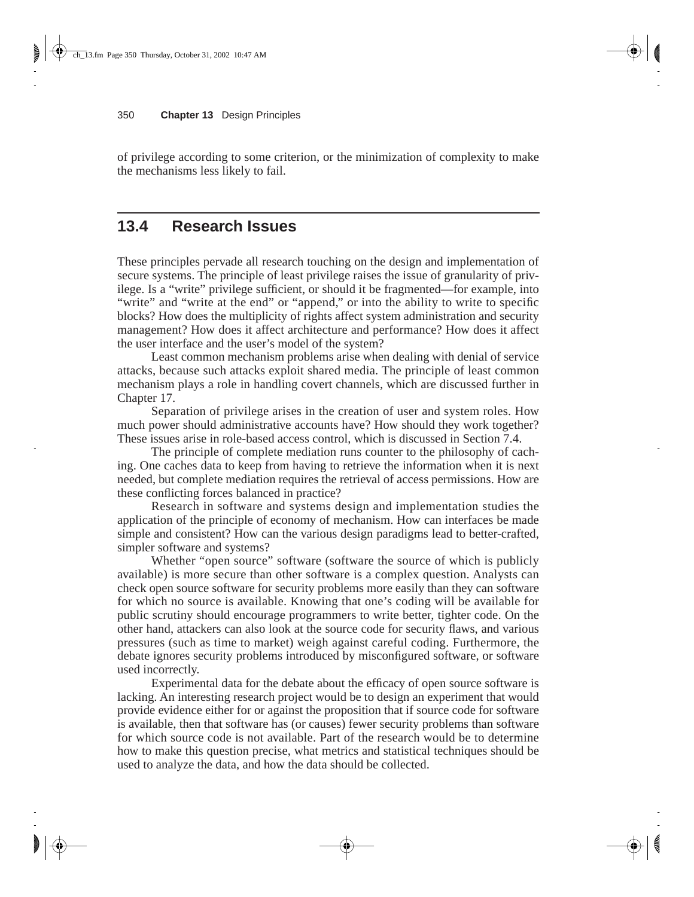of privilege according to some criterion, or the minimization of complexity to make the mechanisms less likely to fail.

## 13.4 Research Issues

These principles pervade all research touching on the design and implementation of secure systems. The principle of least privilege raises the issue of granularity of privilege. Is a "write" privilege sufficient, or should it be fragmented—for example, into "write" and "write at the end" or "append," or into the ability to write to specific blocks? How does the multiplicity of rights affect system administration and security management? How does it affect architecture and performance? How does it affect the user interface and the user's model of the system?

Least common mechanism problems arise when dealing with denial of service attacks, because such attacks exploit shared media. The principle of least common mechanism plays a role in handling covert channels, which are discussed further in Chapter 17.

Separation of privilege arises in the creation of user and system roles. How much power should administrative accounts have? How should they work together? These issues arise in role-based access control, which is discussed in Section 7.4.

The principle of complete mediation runs counter to the philosophy of caching. One caches data to keep from having to retrieve the information when it is next needed, but complete mediation requires the retrieval of access permissions. How are these conflicting forces balanced in practice?

Research in software and systems design and implementation studies the application of the principle of economy of mechanism. How can interfaces be made simple and consistent? How can the various design paradigms lead to better-crafted, simpler software and systems?

Whether "open source" software (software the source of which is publicly available) is more secure than other software is a complex question. Analysts can check open source software for security problems more easily than they can software for which no source is available. Knowing that one's coding will be available for public scrutiny should encourage programmers to write better, tighter code. On the other hand, attackers can also look at the source code for security flaws, and various pressures (such as time to market) weigh against careful coding. Furthermore, the debate ignores security problems introduced by misconfigured software, or software used incorrectly.

Experimental data for the debate about the efficacy of open source software is lacking. An interesting research project would be to design an experiment that would provide evidence either for or against the proposition that if source code for software is available, then that software has (or causes) fewer security problems than software for which source code is not available. Part of the research would be to determine how to make this question precise, what metrics and statistical techniques should be used to analyze the data, and how the data should be collected.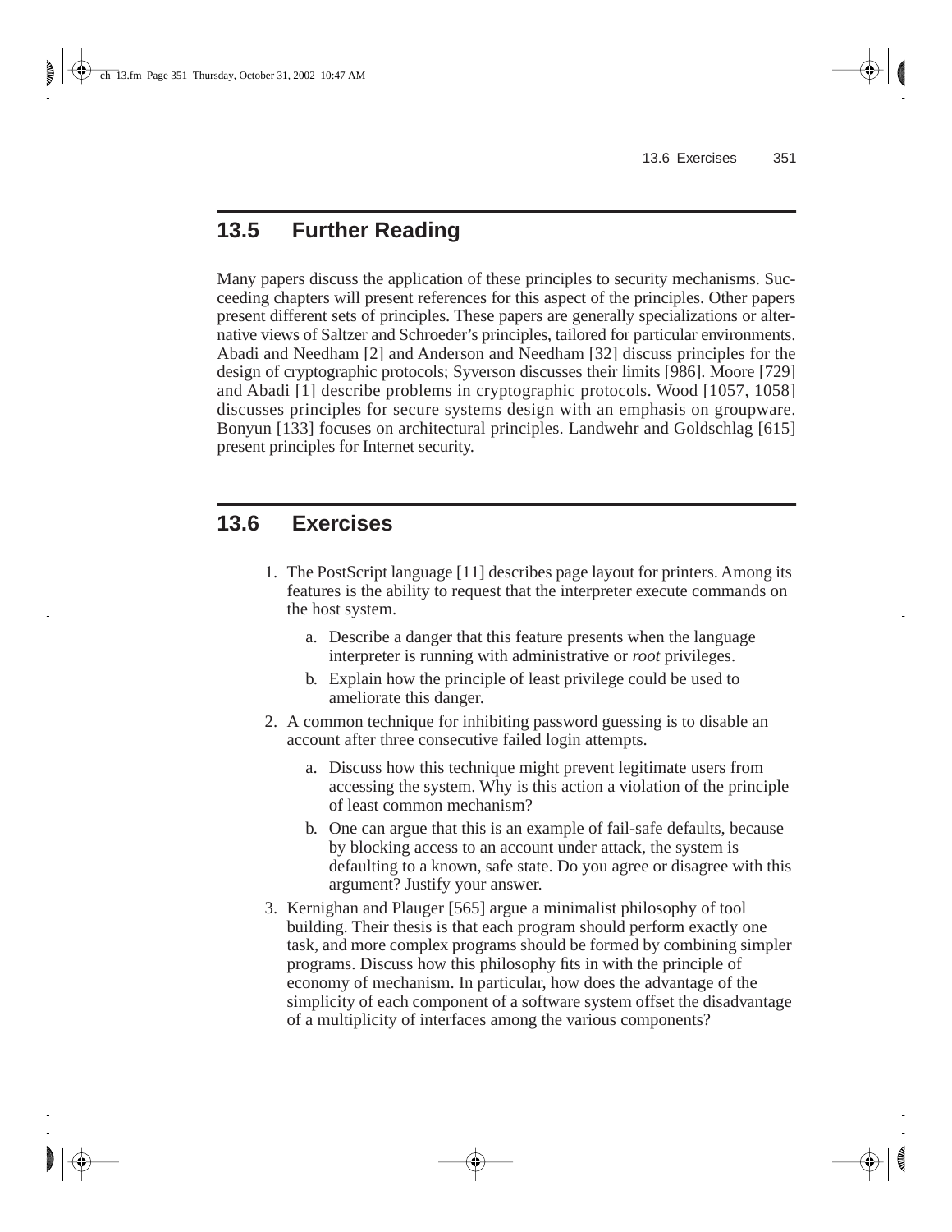## 13.5 Further Reading

Many papers discuss the application of these principles to security mechanisms. Succeeding chapters will present references for this aspect of the principles. Other papers present different sets of principles. These papers are generally specializations or alternative views of Saltzer and Schroeder's principles, tailored for particular environments. Abadi and Needham [2] and Anderson and Needham [32] discuss principles for the design of cryptographic protocols; Syverson discusses their limits [986]. Moore [729] and Abadi [1] describe problems in cryptographic protocols. Wood [1057, 1058] discusses principles for secure systems design with an emphasis on groupware. Bonyun [133] focuses on architectural principles. Landwehr and Goldschlag [615] present principles for Internet security.

## 13.6 Exercises

1. The PostScript language [11] describes page layout for printers. Among its features is the ability to request that the interpreter execute commands on the host system.
   a. Describe a danger that this feature presents when the language interpreter is running with administrative or *root* privileges.
   b. Explain how the principle of least privilege could be used to ameliorate this danger.
2. A common technique for inhibiting password guessing is to disable an account after three consecutive failed login attempts.
   a. Discuss how this technique might prevent legitimate users from accessing the system. Why is this action a violation of the principle of least common mechanism?
   b. One can argue that this is an example of fail-safe defaults, because by blocking access to an account under attack, the system is defaulting to a known, safe state. Do you agree or disagree with this argument? Justify your answer.
3. Kernighan and Plauger [565] argue a minimalist philosophy of tool building. Their thesis is that each program should perform exactly one task, and more complex programs should be formed by combining simpler programs. Discuss how this philosophy fits in with the principle of economy of mechanism. In particular, how does the advantage of the simplicity of each component of a software system offset the disadvantage of a multiplicity of interfaces among the various components?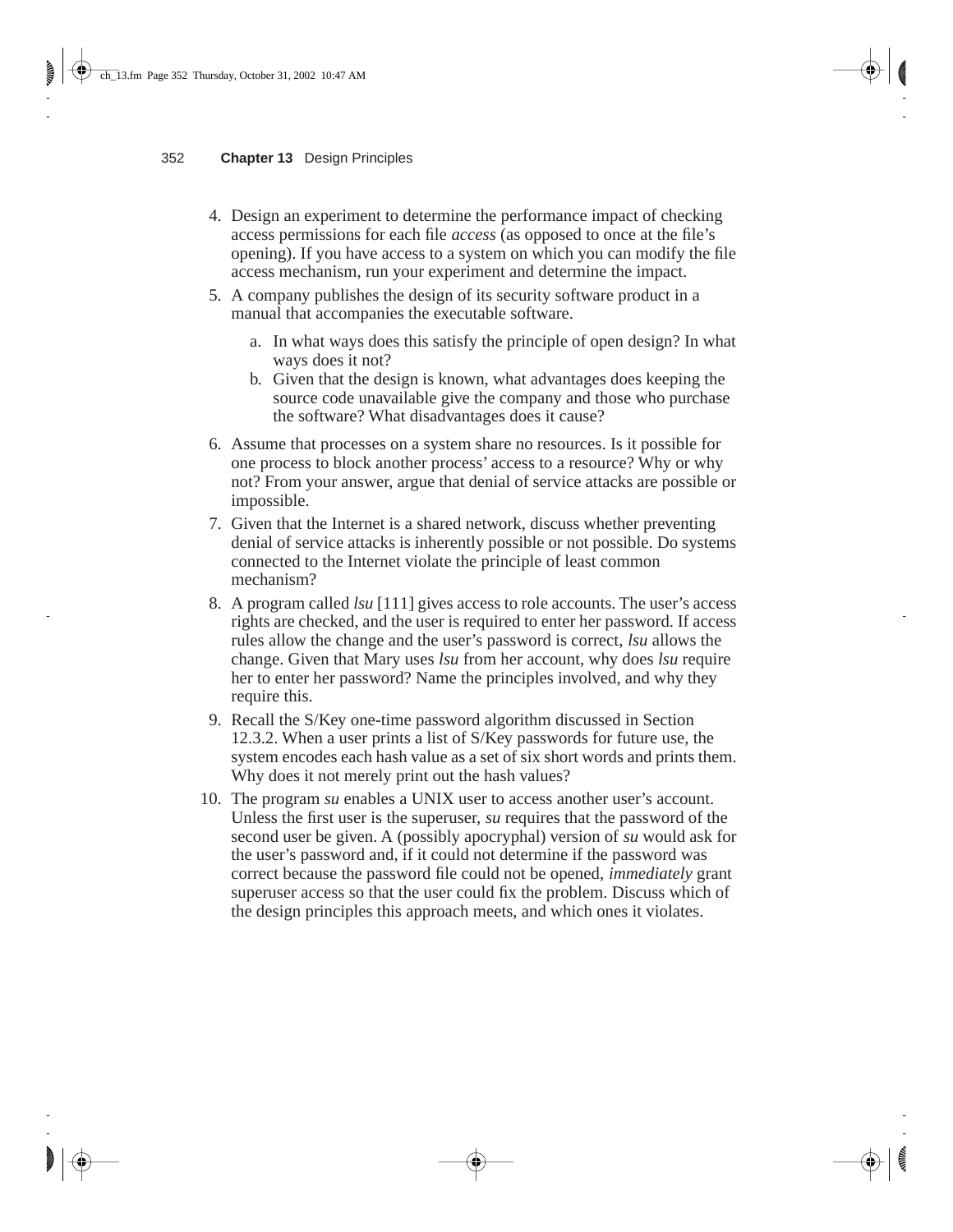4. Design an experiment to determine the performance impact of checking access permissions for each file *access* (as opposed to once at the file's opening). If you have access to a system on which you can modify the file access mechanism, run your experiment and determine the impact.
5. A company publishes the design of its security software product in a manual that accompanies the executable software.
   a. In what ways does this satisfy the principle of open design? In what ways does it not?
   b. Given that the design is known, what advantages does keeping the source code unavailable give the company and those who purchase the software? What disadvantages does it cause?
6. Assume that processes on a system share no resources. Is it possible for one process to block another process' access to a resource? Why or why not? From your answer, argue that denial of service attacks are possible or impossible.
7. Given that the Internet is a shared network, discuss whether preventing denial of service attacks is inherently possible or not possible. Do systems connected to the Internet violate the principle of least common mechanism?
8. A program called *lsu* [111] gives access to role accounts. The user's access rights are checked, and the user is required to enter her password. If access rules allow the change and the user's password is correct, *lsu* allows the change. Given that Mary uses *lsu* from her account, why does *lsu* require her to enter her password? Name the principles involved, and why they require this.
9. Recall the S/Key one-time password algorithm discussed in Section 12.3.2. When a user prints a list of S/Key passwords for future use, the system encodes each hash value as a set of six short words and prints them. Why does it not merely print out the hash values?
10. The program *su* enables a UNIX user to access another user's account. Unless the first user is the superuser, *su* requires that the password of the second user be given. A (possibly apocryphal) version of *su* would ask for the user's password and, if it could not determine if the password was correct because the password file could not be opened, *immediately* grant superuser access so that the user could fix the problem. Discuss which of the design principles this approach meets, and which ones it violates.